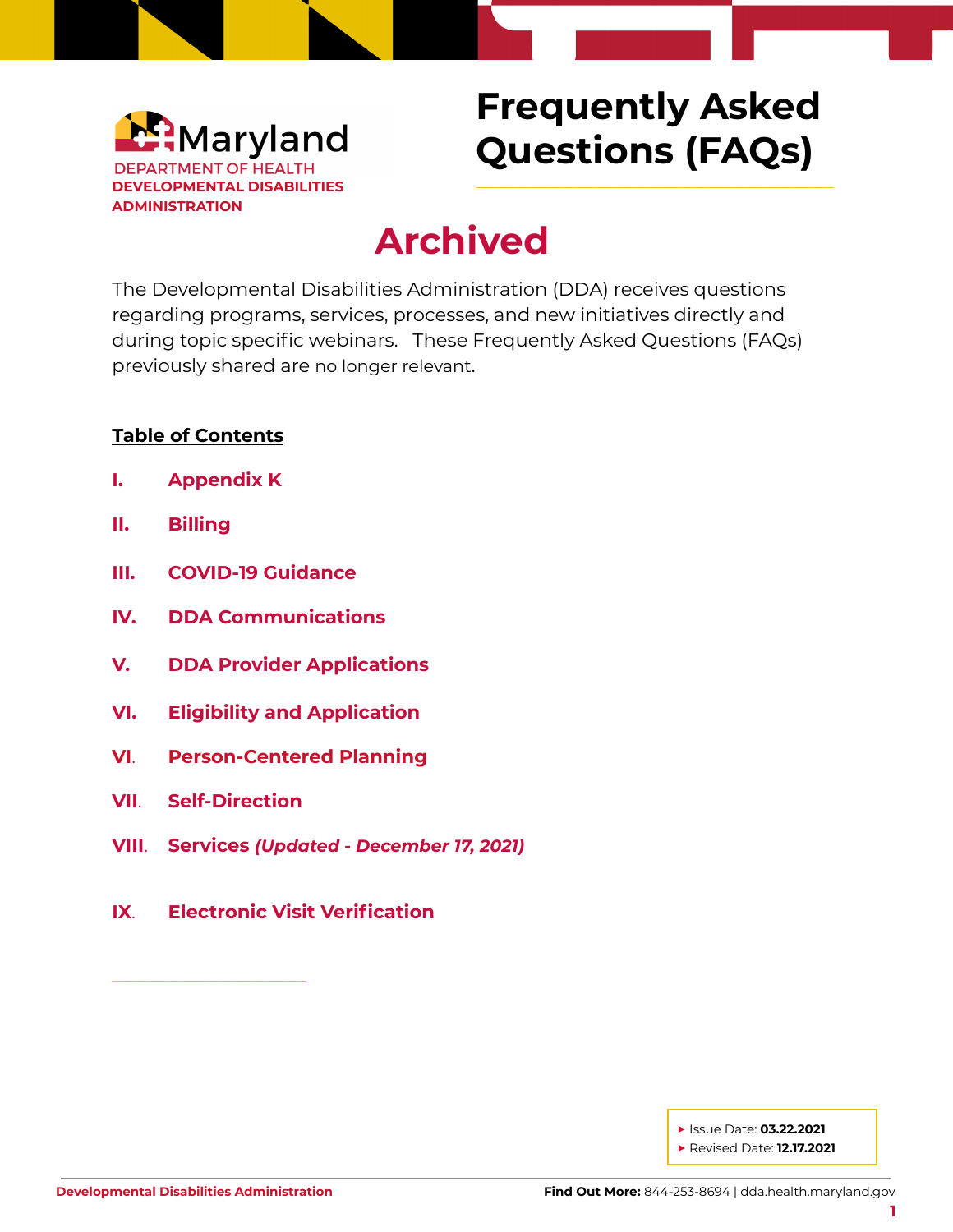Maryland
DEPARTMENT OF HEALTH
DEVELOPMENTAL DISABILITIES ADMINISTRATION

# Frequently Asked Questions (FAQs)

## Archived

The Developmental Disabilities Administration (DDA) receives questions regarding programs, services, processes, and new initiatives directly and during topic specific webinars. These Frequently Asked Questions (FAQs) previously shared are no longer relevant.

**Table of Contents**

I. Appendix K

II. Billing

III. COVID-19 Guidance

IV. DDA Communications

V. DDA Provider Applications

VI. Eligibility and Application

VI. Person-Centered Planning

VII. Self-Direction

VIII. Services *(Updated - December 17, 2021)*

IX. Electronic Visit Verification

- Issue Date: **03.22.2021**
- Revised Date: **12.17.2021**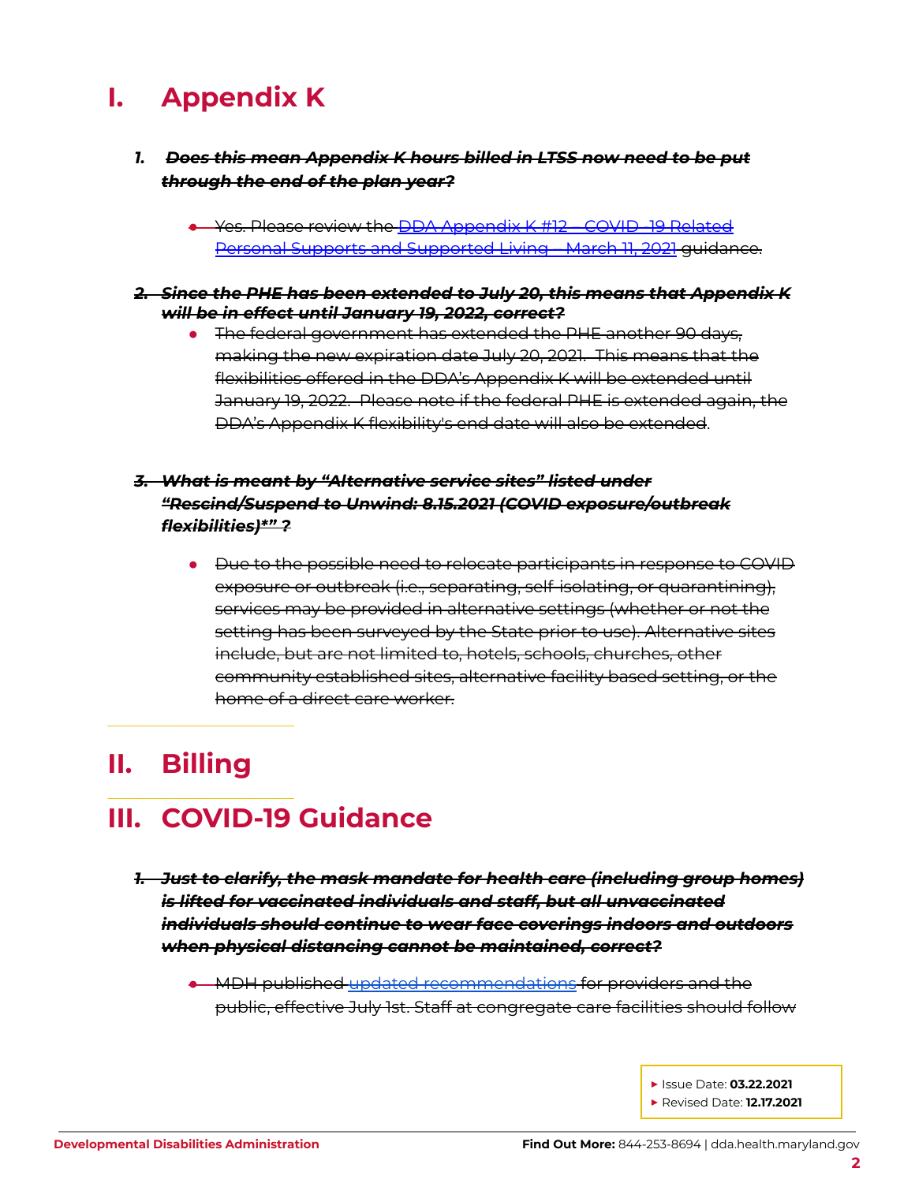# I. Appendix K

1. ***~~Does this mean Appendix K hours billed in LTSS now need to be put through the end of the plan year?~~***

    - ~~Yes. Please review the [DDA Appendix K #12 – COVID -19 Related Personal Supports and Supported Living – March 11, 2021](#) guidance.~~

2. ***~~Since the PHE has been extended to July 20, this means that Appendix K will be in effect until January 19, 2022, correct?~~***

    - ~~The federal government has extended the PHE another 90 days, making the new expiration date July 20, 2021. This means that the flexibilities offered in the DDA's Appendix K will be extended until January 19, 2022. Please note if the federal PHE is extended again, the DDA's Appendix K flexibility's end date will also be extended~~.

3. ***~~What is meant by "Alternative service sites" listed under "Rescind/Suspend to Unwind: 8.15.2021 (COVID exposure/outbreak flexibilities)*" ?~~***

    - ~~Due to the possible need to relocate participants in response to COVID exposure or outbreak (i.e., separating, self-isolating, or quarantining), services may be provided in alternative settings (whether or not the setting has been surveyed by the State prior to use). Alternative sites include, but are not limited to, hotels, schools, churches, other community established sites, alternative facility based setting, or the home of a direct care worker.~~

# II. Billing

# III. COVID-19 Guidance

1. ***~~Just to clarify, the mask mandate for health care (including group homes) is lifted for vaccinated individuals and staff, but all unvaccinated individuals should continue to wear face coverings indoors and outdoors when physical distancing cannot be maintained, correct?~~***

    - ~~MDH published [updated recommendations](#) for providers and the public, effective July 1st. Staff at congregate care facilities should follow~~

- Issue Date: **03.22.2021**
- Revised Date: **12.17.2021**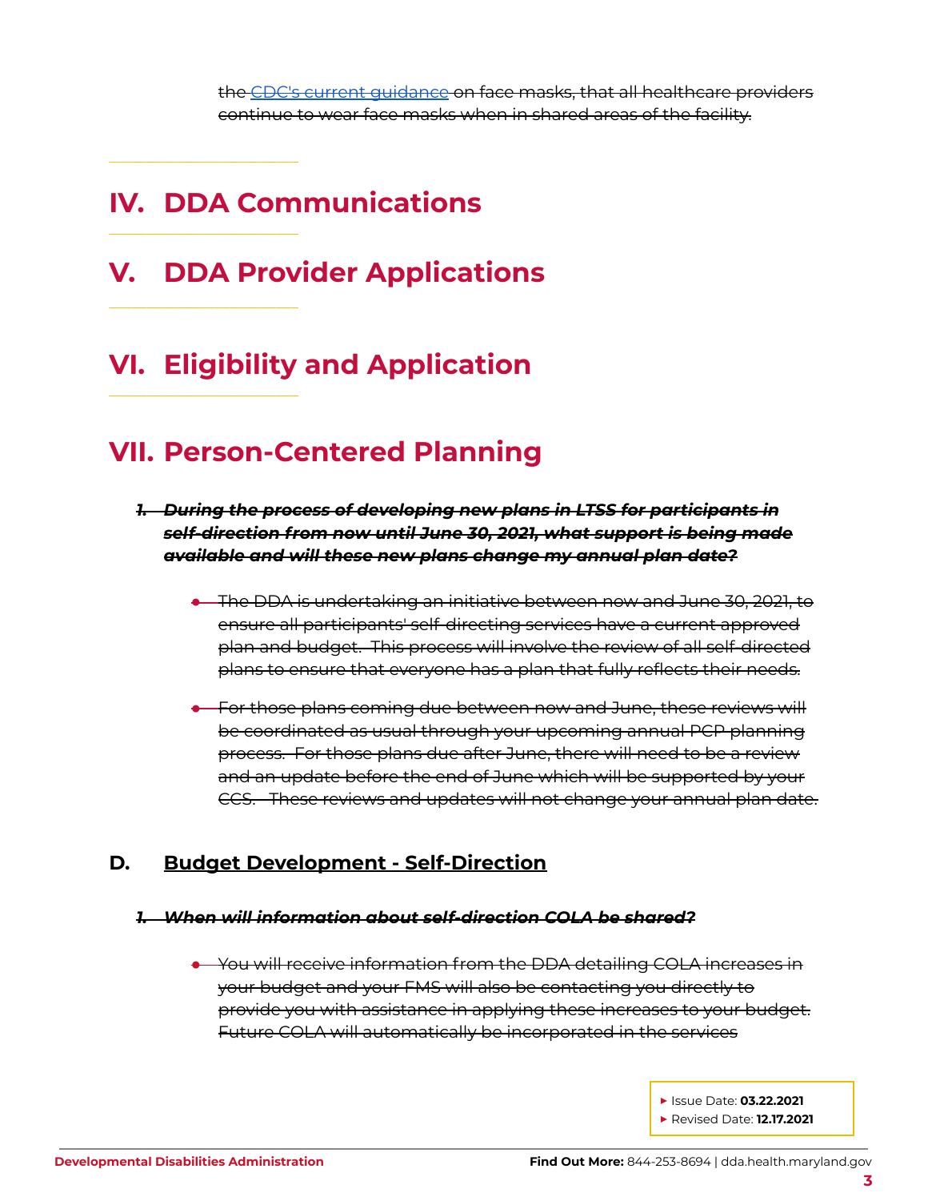~~the [CDC's current guidance](https://www.cdc.gov) on face masks, that all healthcare providers continue to wear face masks when in shared areas of the facility.~~

# IV. DDA Communications

# V. DDA Provider Applications

# VI. Eligibility and Application

# VII. Person-Centered Planning

1. ~~***During the process of developing new plans in LTSS for participants in self-direction from now until June 30, 2021, what support is being made available and will these new plans change my annual plan date?***~~

   - ~~The DDA is undertaking an initiative between now and June 30, 2021, to ensure all participants' self-directing services have a current approved plan and budget. This process will involve the review of all self-directed plans to ensure that everyone has a plan that fully reflects their needs.~~

   - ~~For those plans coming due between now and June, these reviews will be coordinated as usual through your upcoming annual PCP planning process. For those plans due after June, there will need to be a review and an update before the end of June which will be supported by your CCS. These reviews and updates will not change your annual plan date.~~

## D. Budget Development - Self-Direction

1. ~~***When will information about self-direction COLA be shared?***~~

   - ~~You will receive information from the DDA detailing COLA increases in your budget and your FMS will also be contacting you directly to provide you with assistance in applying these increases to your budget. Future COLA will automatically be incorporated in the services~~

- Issue Date: **03.22.2021**
- Revised Date: **12.17.2021**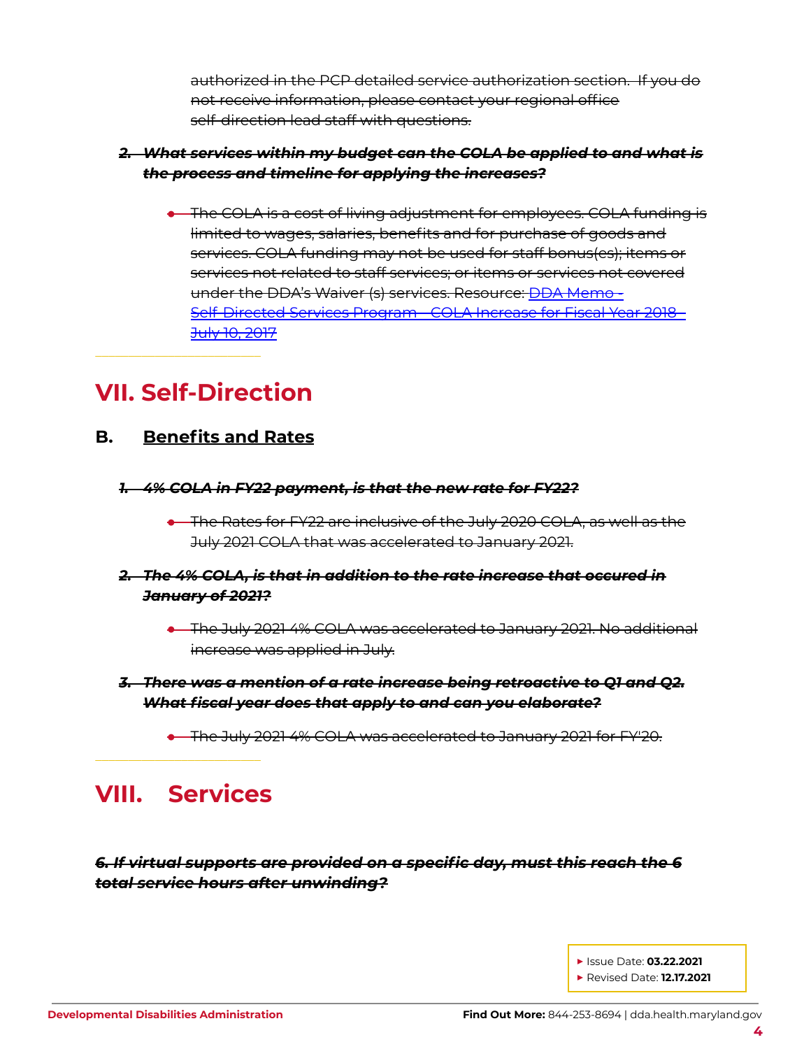~~authorized in the PCP detailed service authorization section. If you do not receive information, please contact your regional office self-direction lead staff with questions.~~

2. ~~***What services within my budget can the COLA be applied to and what is the process and timeline for applying the increases?***~~

   - ~~The COLA is a cost of living adjustment for employees. COLA funding is limited to wages, salaries, benefits and for purchase of goods and services. COLA funding may not be used for staff bonus(es); items or services not related to staff services; or items or services not covered under the DDA's Waiver (s) services. Resource: [DDA Memo - Self-Directed Services Program - COLA Increase for Fiscal Year 2018 - July 10, 2017]()~~

# VII. Self-Direction

## B. Benefits and Rates

1. ~~***4% COLA in FY22 payment, is that the new rate for FY22?***~~

   - ~~The Rates for FY22 are inclusive of the July 2020 COLA, as well as the July 2021 COLA that was accelerated to January 2021.~~

2. ~~***The 4% COLA, is that in addition to the rate increase that occured in January of 2021?***~~

   - ~~The July 2021 4% COLA was accelerated to January 2021. No additional increase was applied in July.~~

3. ~~***There was a mention of a rate increase being retroactive to Q1 and Q2. What fiscal year does that apply to and can you elaborate?***~~

   - ~~The July 2021 4% COLA was accelerated to January 2021 for FY'20.~~

# VIII. Services

~~***6. If virtual supports are provided on a specific day, must this reach the 6 total service hours after unwinding?***~~

- Issue Date: **03.22.2021**
- Revised Date: **12.17.2021**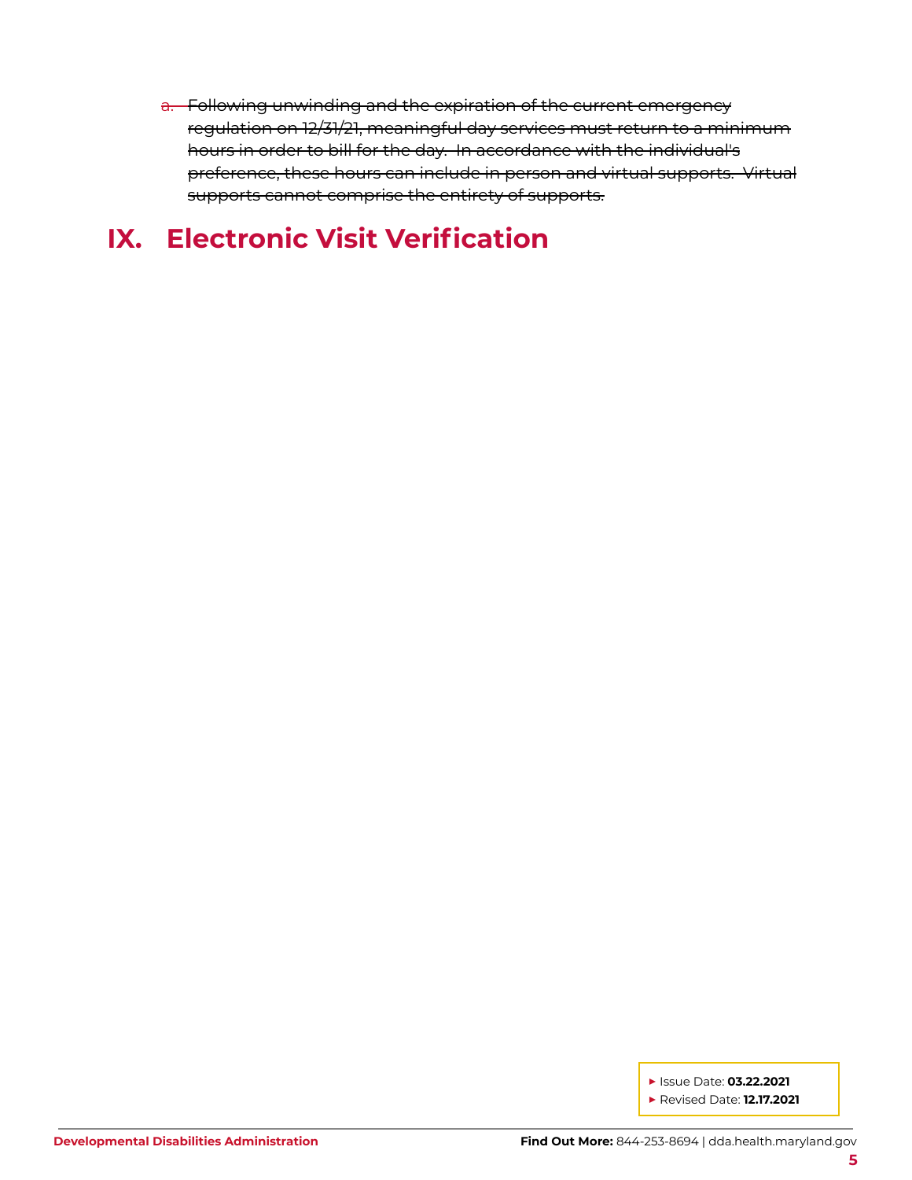a. ~~Following unwinding and the expiration of the current emergency regulation on 12/31/21, meaningful day services must return to a minimum hours in order to bill for the day. In accordance with the individual's preference, these hours can include in person and virtual supports. Virtual supports cannot comprise the entirety of supports.~~

# IX. Electronic Visit Verification

- Issue Date: **03.22.2021**
- Revised Date: **12.17.2021**